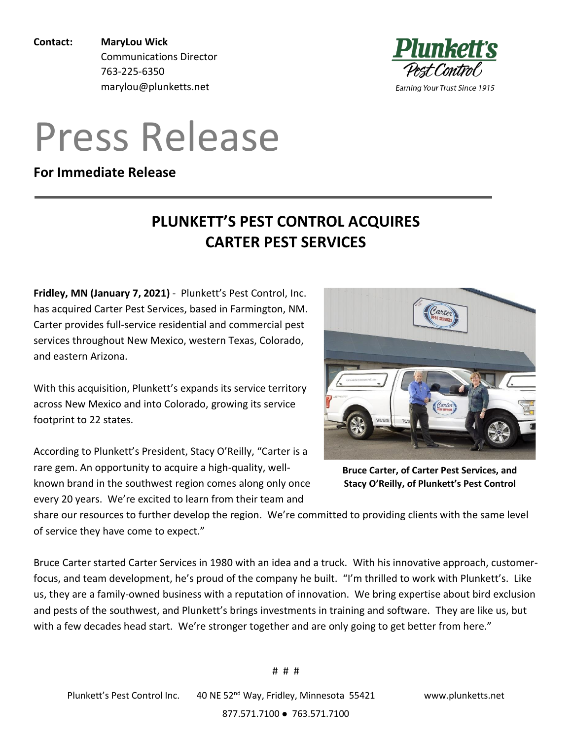**Contact:** **MaryLou Wick**
Communications Director
763-225-6350
marylou@plunketts.net

# Press Release

**For Immediate Release**

---

## PLUNKETT'S PEST CONTROL ACQUIRES CARTER PEST SERVICES

**Fridley, MN (January 7, 2021)** - Plunkett's Pest Control, Inc. has acquired Carter Pest Services, based in Farmington, NM. Carter provides full-service residential and commercial pest services throughout New Mexico, western Texas, Colorado, and eastern Arizona.

With this acquisition, Plunkett's expands its service territory across New Mexico and into Colorado, growing its service footprint to 22 states.

According to Plunkett's President, Stacy O'Reilly, "Carter is a rare gem. An opportunity to acquire a high-quality, well-known brand in the southwest region comes along only once every 20 years. We're excited to learn from their team and share our resources to further develop the region. We're committed to providing clients with the same level of service they have come to expect."

**Bruce Carter, of Carter Pest Services, and Stacy O'Reilly, of Plunkett's Pest Control**

Bruce Carter started Carter Services in 1980 with an idea and a truck. With his innovative approach, customer-focus, and team development, he's proud of the company he built. "I'm thrilled to work with Plunkett's. Like us, they are a family-owned business with a reputation of innovation. We bring expertise about bird exclusion and pests of the southwest, and Plunkett's brings investments in training and software. They are like us, but with a few decades head start. We're stronger together and are only going to get better from here."

# # #

Plunkett's Pest Control Inc. 40 NE 52nd Way, Fridley, Minnesota 55421 www.plunketts.net
877.571.7100 ● 763.571.7100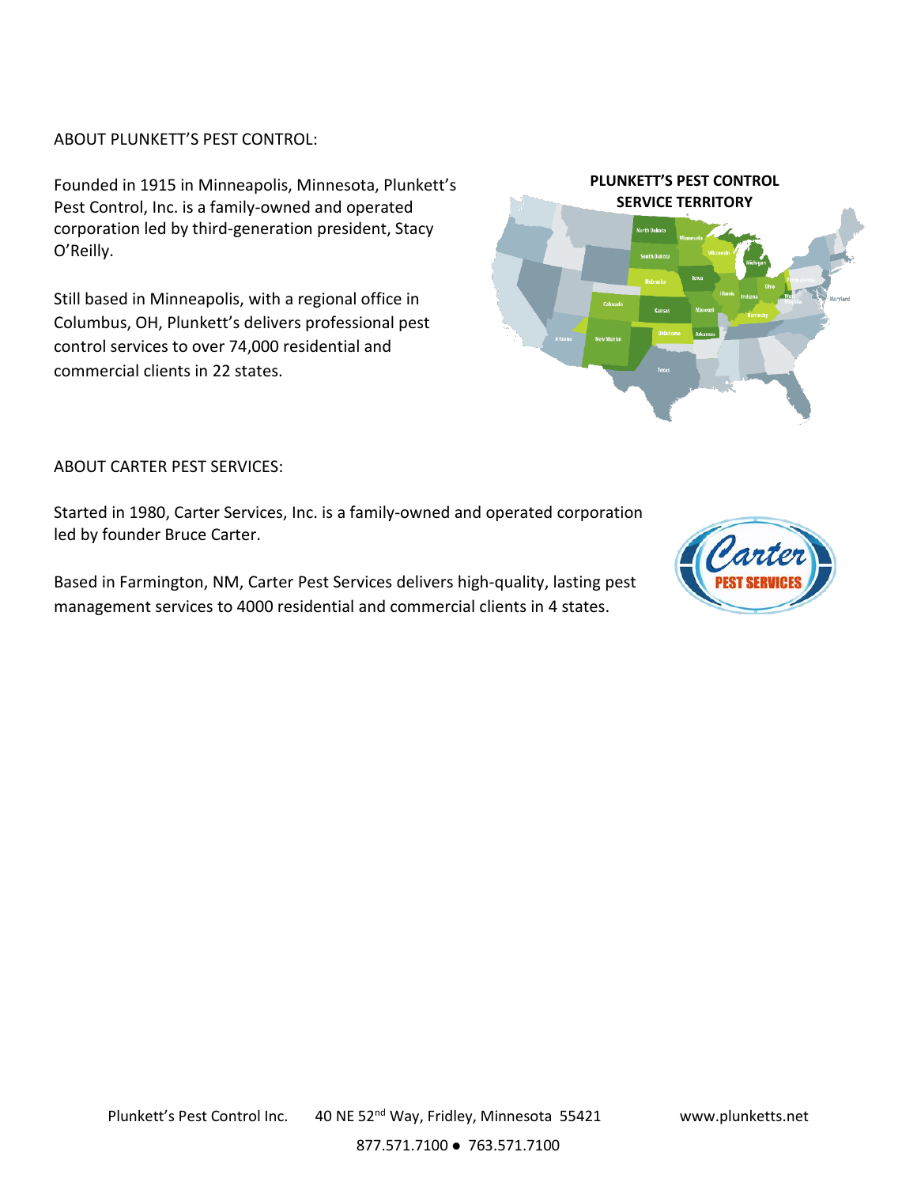ABOUT PLUNKETT'S PEST CONTROL:

Founded in 1915 in Minneapolis, Minnesota, Plunkett's Pest Control, Inc. is a family-owned and operated corporation led by third-generation president, Stacy O'Reilly.

Still based in Minneapolis, with a regional office in Columbus, OH, Plunkett's delivers professional pest control services to over 74,000 residential and commercial clients in 22 states.

**PLUNKETT'S PEST CONTROL SERVICE TERRITORY**

North Dakota
Minnesota
South Dakota
Wisconsin
Michigan
Nebraska
Iowa
Illinois
Indiana
Ohio
Pennsylvania
Colorado
Kansas
Missouri
West Virginia
Maryland
Kentucky
Oklahoma
Arkansas
Arizona
New Mexico
Texas

ABOUT CARTER PEST SERVICES:

Started in 1980, Carter Services, Inc. is a family-owned and operated corporation led by founder Bruce Carter.

Based in Farmington, NM, Carter Pest Services delivers high-quality, lasting pest management services to 4000 residential and commercial clients in 4 states.

Carter
PEST SERVICES

Plunkett's Pest Control Inc. 40 NE 52nd Way, Fridley, Minnesota 55421 www.plunketts.net

877.571.7100 ● 763.571.7100